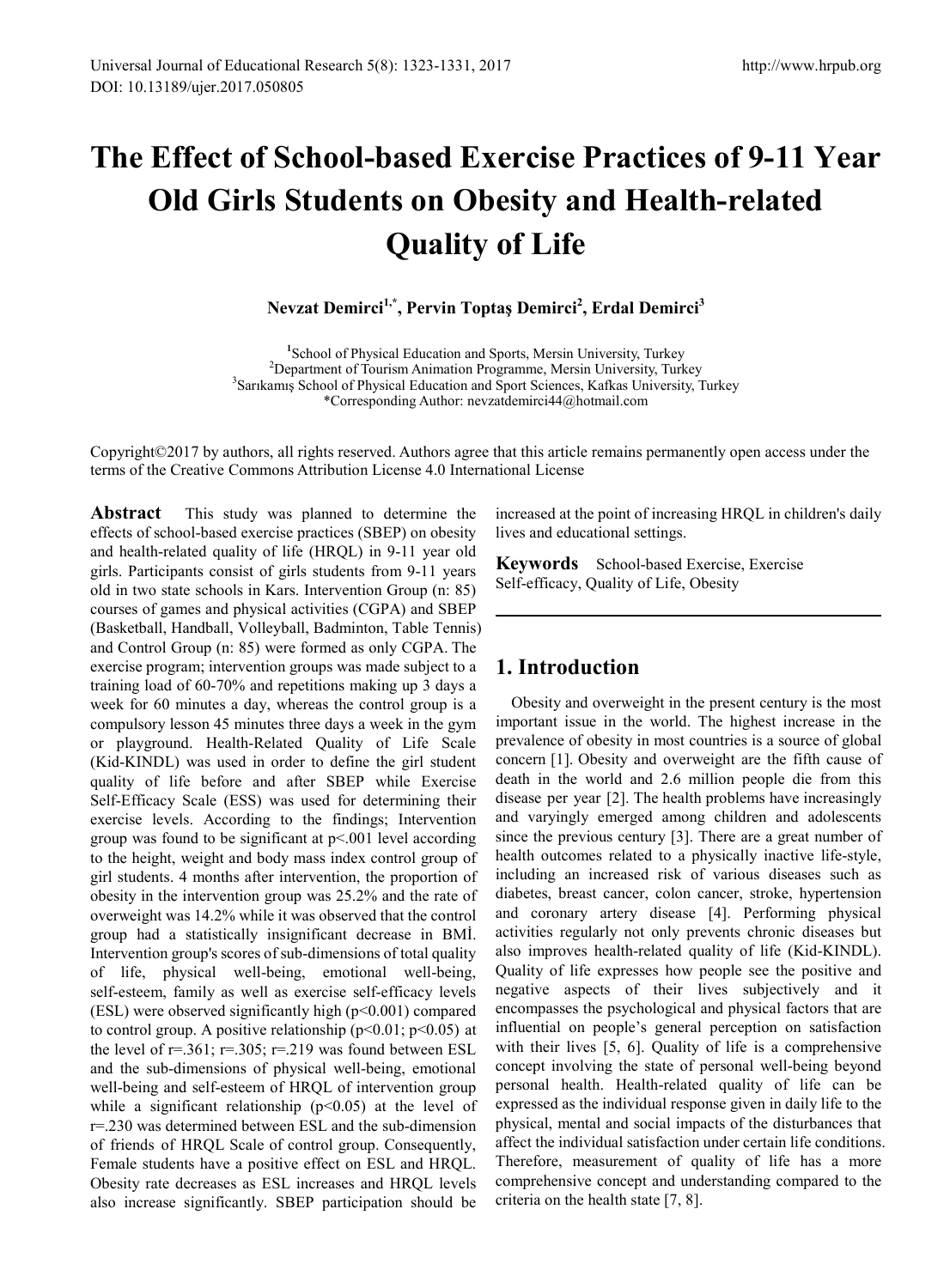# The Effect of School-based Exercise Practices of 9-11 Year Old Girls Students on Obesity and Health-related Quality of Life

**Nevzat Demirci[1,*], Pervin Toptaş Demirci[2], Erdal Demirci[3]**

[1]School of Physical Education and Sports, Mersin University, Turkey
[2]Department of Tourism Animation Programme, Mersin University, Turkey
[3]Sarıkamış School of Physical Education and Sport Sciences, Kafkas University, Turkey
*Corresponding Author: nevzatdemirci44@hotmail.com

Copyright©2017 by authors, all rights reserved. Authors agree that this article remains permanently open access under the terms of the Creative Commons Attribution License 4.0 International License

**Abstract** This study was planned to determine the effects of school-based exercise practices (SBEP) on obesity and health-related quality of life (HRQL) in 9-11 year old girls. Participants consist of girls students from 9-11 years old in two state schools in Kars. Intervention Group (n: 85) courses of games and physical activities (CGPA) and SBEP (Basketball, Handball, Volleyball, Badminton, Table Tennis) and Control Group (n: 85) were formed as only CGPA. The exercise program; intervention groups was made subject to a training load of 60-70% and repetitions making up 3 days a week for 60 minutes a day, whereas the control group is a compulsory lesson 45 minutes three days a week in the gym or playground. Health-Related Quality of Life Scale (Kid-KINDL) was used in order to define the girl student quality of life before and after SBEP while Exercise Self-Efficacy Scale (ESS) was used for determining their exercise levels. According to the findings; Intervention group was found to be significant at $p<.001$ level according to the height, weight and body mass index control group of girl students. 4 months after intervention, the proportion of obesity in the intervention group was 25.2% and the rate of overweight was 14.2% while it was observed that the control group had a statistically insignificant decrease in BMİ. Intervention group's scores of sub-dimensions of total quality of life, physical well-being, emotional well-being, self-esteem, family as well as exercise self-efficacy levels (ESL) were observed significantly high ($p<0.001$) compared to control group. A positive relationship ($p<0.01$; $p<0.05$) at the level of $r=.361$; $r=.305$; $r=.219$ was found between ESL and the sub-dimensions of physical well-being, emotional well-being and self-esteem of HRQL of intervention group while a significant relationship ($p<0.05$) at the level of $r=.230$ was determined between ESL and the sub-dimension of friends of HRQL Scale of control group. Consequently, Female students have a positive effect on ESL and HRQL. Obesity rate decreases as ESL increases and HRQL levels also increase significantly. SBEP participation should be increased at the point of increasing HRQL in children's daily lives and educational settings.

**Keywords** School-based Exercise, Exercise Self-efficacy, Quality of Life, Obesity

## 1. Introduction

Obesity and overweight in the present century is the most important issue in the world. The highest increase in the prevalence of obesity in most countries is a source of global concern [1]. Obesity and overweight are the fifth cause of death in the world and 2.6 million people die from this disease per year [2]. The health problems have increasingly and varyingly emerged among children and adolescents since the previous century [3]. There are a great number of health outcomes related to a physically inactive life-style, including an increased risk of various diseases such as diabetes, breast cancer, colon cancer, stroke, hypertension and coronary artery disease [4]. Performing physical activities regularly not only prevents chronic diseases but also improves health-related quality of life (Kid-KINDL). Quality of life expresses how people see the positive and negative aspects of their lives subjectively and it encompasses the psychological and physical factors that are influential on people's general perception on satisfaction with their lives [5, 6]. Quality of life is a comprehensive concept involving the state of personal well-being beyond personal health. Health-related quality of life can be expressed as the individual response given in daily life to the physical, mental and social impacts of the disturbances that affect the individual satisfaction under certain life conditions. Therefore, measurement of quality of life has a more comprehensive concept and understanding compared to the criteria on the health state [7, 8].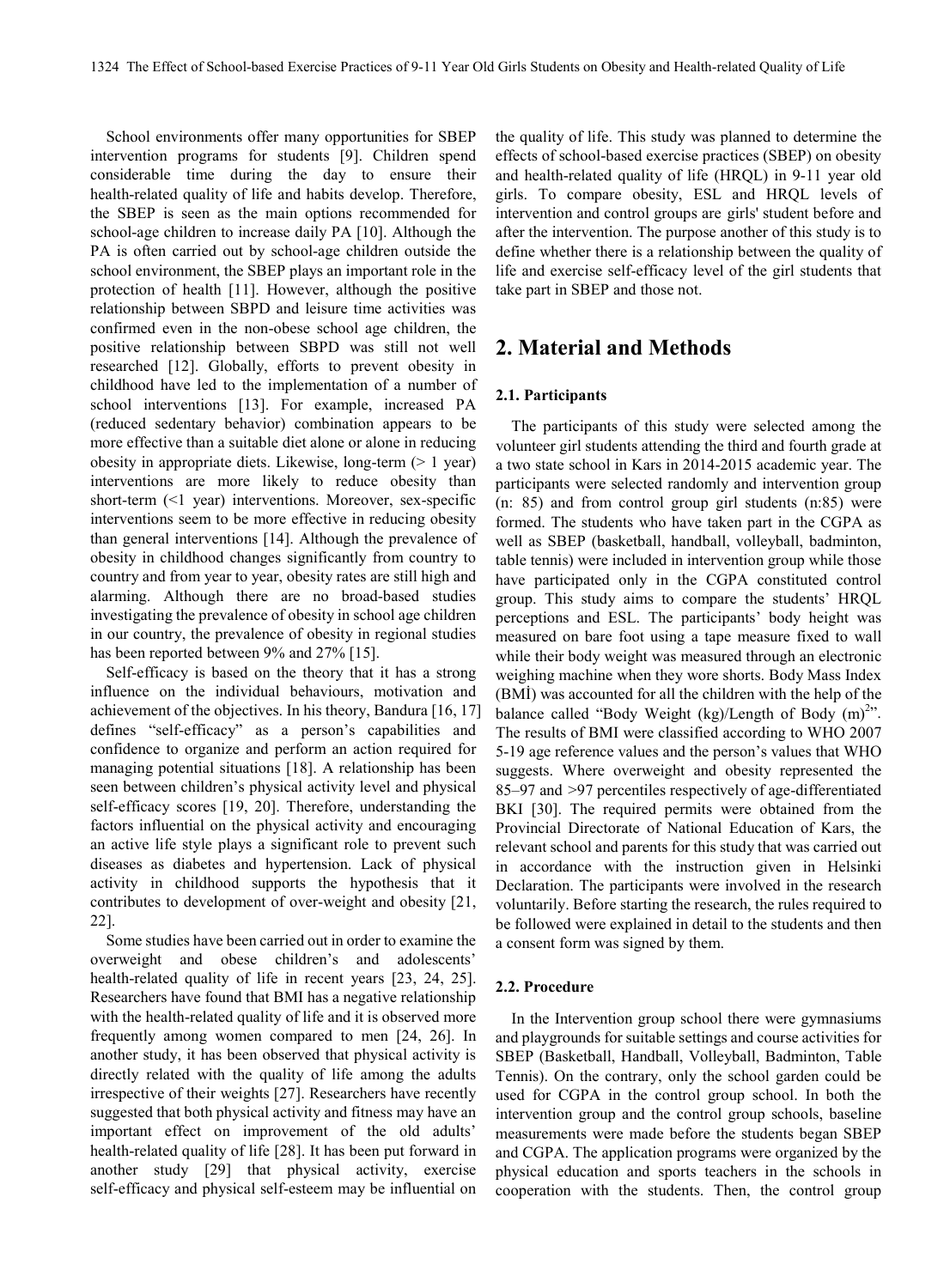School environments offer many opportunities for SBEP intervention programs for students [9]. Children spend considerable time during the day to ensure their health-related quality of life and habits develop. Therefore, the SBEP is seen as the main options recommended for school-age children to increase daily PA [10]. Although the PA is often carried out by school-age children outside the school environment, the SBEP plays an important role in the protection of health [11]. However, although the positive relationship between SBPD and leisure time activities was confirmed even in the non-obese school age children, the positive relationship between SBPD was still not well researched [12]. Globally, efforts to prevent obesity in childhood have led to the implementation of a number of school interventions [13]. For example, increased PA (reduced sedentary behavior) combination appears to be more effective than a suitable diet alone or alone in reducing obesity in appropriate diets. Likewise, long-term (> 1 year) interventions are more likely to reduce obesity than short-term (<1 year) interventions. Moreover, sex-specific interventions seem to be more effective in reducing obesity than general interventions [14]. Although the prevalence of obesity in childhood changes significantly from country to country and from year to year, obesity rates are still high and alarming. Although there are no broad-based studies investigating the prevalence of obesity in school age children in our country, the prevalence of obesity in regional studies has been reported between 9% and 27% [15].

Self-efficacy is based on the theory that it has a strong influence on the individual behaviours, motivation and achievement of the objectives. In his theory, Bandura [16, 17] defines "self-efficacy" as a person's capabilities and confidence to organize and perform an action required for managing potential situations [18]. A relationship has been seen between children's physical activity level and physical self-efficacy scores [19, 20]. Therefore, understanding the factors influential on the physical activity and encouraging an active life style plays a significant role to prevent such diseases as diabetes and hypertension. Lack of physical activity in childhood supports the hypothesis that it contributes to development of over-weight and obesity [21, 22].

Some studies have been carried out in order to examine the overweight and obese children's and adolescents' health-related quality of life in recent years [23, 24, 25]. Researchers have found that BMI has a negative relationship with the health-related quality of life and it is observed more frequently among women compared to men [24, 26]. In another study, it has been observed that physical activity is directly related with the quality of life among the adults irrespective of their weights [27]. Researchers have recently suggested that both physical activity and fitness may have an important effect on improvement of the old adults' health-related quality of life [28]. It has been put forward in another study [29] that physical activity, exercise self-efficacy and physical self-esteem may be influential on the quality of life. This study was planned to determine the effects of school-based exercise practices (SBEP) on obesity and health-related quality of life (HRQL) in 9-11 year old girls. To compare obesity, ESL and HRQL levels of intervention and control groups are girls' student before and after the intervention. The purpose another of this study is to define whether there is a relationship between the quality of life and exercise self-efficacy level of the girl students that take part in SBEP and those not.

## 2. Material and Methods

### 2.1. Participants

The participants of this study were selected among the volunteer girl students attending the third and fourth grade at a two state school in Kars in 2014-2015 academic year. The participants were selected randomly and intervention group (n: 85) and from control group girl students (n:85) were formed. The students who have taken part in the CGPA as well as SBEP (basketball, handball, volleyball, badminton, table tennis) were included in intervention group while those have participated only in the CGPA constituted control group. This study aims to compare the students' HRQL perceptions and ESL. The participants' body height was measured on bare foot using a tape measure fixed to wall while their body weight was measured through an electronic weighing machine when they wore shorts. Body Mass Index (BMİ) was accounted for all the children with the help of the balance called "Body Weight (kg)/Length of Body $(m)^{2}$". The results of BMI were classified according to WHO 2007 5-19 age reference values and the person's values that WHO suggests. Where overweight and obesity represented the 85–97 and >97 percentiles respectively of age-differentiated BKI [30]. The required permits were obtained from the Provincial Directorate of National Education of Kars, the relevant school and parents for this study that was carried out in accordance with the instruction given in Helsinki Declaration. The participants were involved in the research voluntarily. Before starting the research, the rules required to be followed were explained in detail to the students and then a consent form was signed by them.

### 2.2. Procedure

In the Intervention group school there were gymnasiums and playgrounds for suitable settings and course activities for SBEP (Basketball, Handball, Volleyball, Badminton, Table Tennis). On the contrary, only the school garden could be used for CGPA in the control group school. In both the intervention group and the control group schools, baseline measurements were made before the students began SBEP and CGPA. The application programs were organized by the physical education and sports teachers in the schools in cooperation with the students. Then, the control group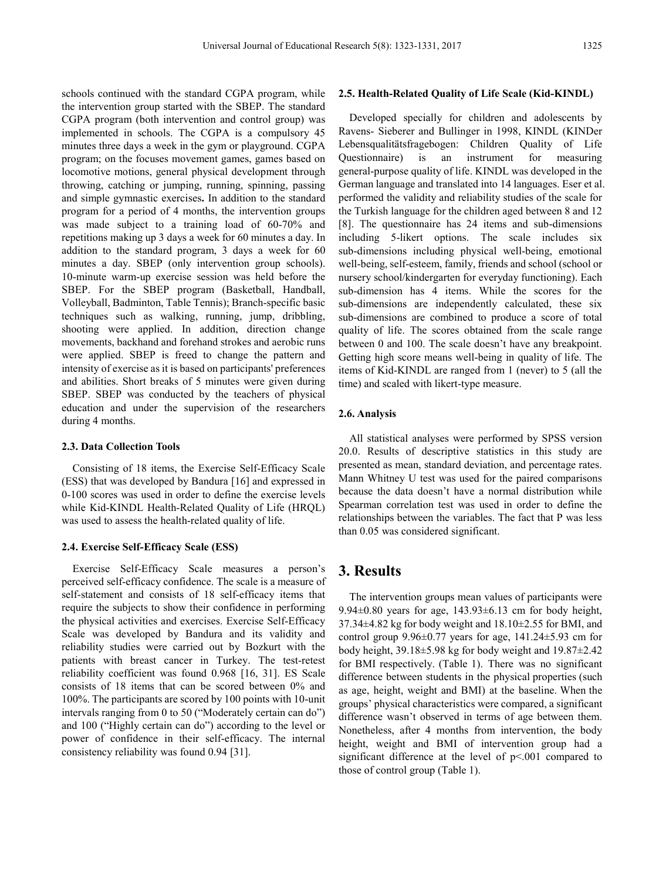schools continued with the standard CGPA program, while the intervention group started with the SBEP. The standard CGPA program (both intervention and control group) was implemented in schools. The CGPA is a compulsory 45 minutes three days a week in the gym or playground. CGPA program; on the focuses movement games, games based on locomotive motions, general physical development through throwing, catching or jumping, running, spinning, passing and simple gymnastic exercises**.** In addition to the standard program for a period of 4 months, the intervention groups was made subject to a training load of 60-70% and repetitions making up 3 days a week for 60 minutes a day. In addition to the standard program, 3 days a week for 60 minutes a day. SBEP (only intervention group schools). 10-minute warm-up exercise session was held before the SBEP. For the SBEP program (Basketball, Handball, Volleyball, Badminton, Table Tennis); Branch-specific basic techniques such as walking, running, jump, dribbling, shooting were applied. In addition, direction change movements, backhand and forehand strokes and aerobic runs were applied. SBEP is freed to change the pattern and intensity of exercise as it is based on participants' preferences and abilities. Short breaks of 5 minutes were given during SBEP. SBEP was conducted by the teachers of physical education and under the supervision of the researchers during 4 months.

### 2.3. Data Collection Tools

Consisting of 18 items, the Exercise Self-Efficacy Scale (ESS) that was developed by Bandura [16] and expressed in 0-100 scores was used in order to define the exercise levels while Kid-KINDL Health-Related Quality of Life (HRQL) was used to assess the health-related quality of life.

### 2.4. Exercise Self-Efficacy Scale (ESS)

Exercise Self-Efficacy Scale measures a person's perceived self-efficacy confidence. The scale is a measure of self-statement and consists of 18 self-efficacy items that require the subjects to show their confidence in performing the physical activities and exercises. Exercise Self-Efficacy Scale was developed by Bandura and its validity and reliability studies were carried out by Bozkurt with the patients with breast cancer in Turkey. The test-retest reliability coefficient was found 0.968 [16, 31]. ES Scale consists of 18 items that can be scored between 0% and 100%. The participants are scored by 100 points with 10-unit intervals ranging from 0 to 50 ("Moderately certain can do") and 100 ("Highly certain can do") according to the level or power of confidence in their self-efficacy. The internal consistency reliability was found 0.94 [31].

### 2.5. Health-Related Quality of Life Scale (Kid-KINDL)

Developed specially for children and adolescents by Ravens- Sieberer and Bullinger in 1998, KINDL (KINDer Lebensqualitätsfragebogen: Children Quality of Life Questionnaire) is an instrument for measuring general-purpose quality of life. KINDL was developed in the German language and translated into 14 languages. Eser et al. performed the validity and reliability studies of the scale for the Turkish language for the children aged between 8 and 12 [8]. The questionnaire has 24 items and sub-dimensions including 5-likert options. The scale includes six sub-dimensions including physical well-being, emotional well-being, self-esteem, family, friends and school (school or nursery school/kindergarten for everyday functioning). Each sub-dimension has 4 items. While the scores for the sub-dimensions are independently calculated, these six sub-dimensions are combined to produce a score of total quality of life. The scores obtained from the scale range between 0 and 100. The scale doesn't have any breakpoint. Getting high score means well-being in quality of life. The items of Kid-KINDL are ranged from 1 (never) to 5 (all the time) and scaled with likert-type measure.

### 2.6. Analysis

All statistical analyses were performed by SPSS version 20.0. Results of descriptive statistics in this study are presented as mean, standard deviation, and percentage rates. Mann Whitney U test was used for the paired comparisons because the data doesn't have a normal distribution while Spearman correlation test was used in order to define the relationships between the variables. The fact that P was less than 0.05 was considered significant.

## 3. Results

The intervention groups mean values of participants were 9.94±0.80 years for age, 143.93±6.13 cm for body height, 37.34±4.82 kg for body weight and 18.10±2.55 for BMI, and control group 9.96±0.77 years for age, 141.24±5.93 cm for body height, 39.18±5.98 kg for body weight and 19.87±2.42 for BMI respectively. (Table 1). There was no significant difference between students in the physical properties (such as age, height, weight and BMI) at the baseline. When the groups' physical characteristics were compared, a significant difference wasn't observed in terms of age between them. Nonetheless, after 4 months from intervention, the body height, weight and BMI of intervention group had a significant difference at the level of $p<.001$ compared to those of control group (Table 1).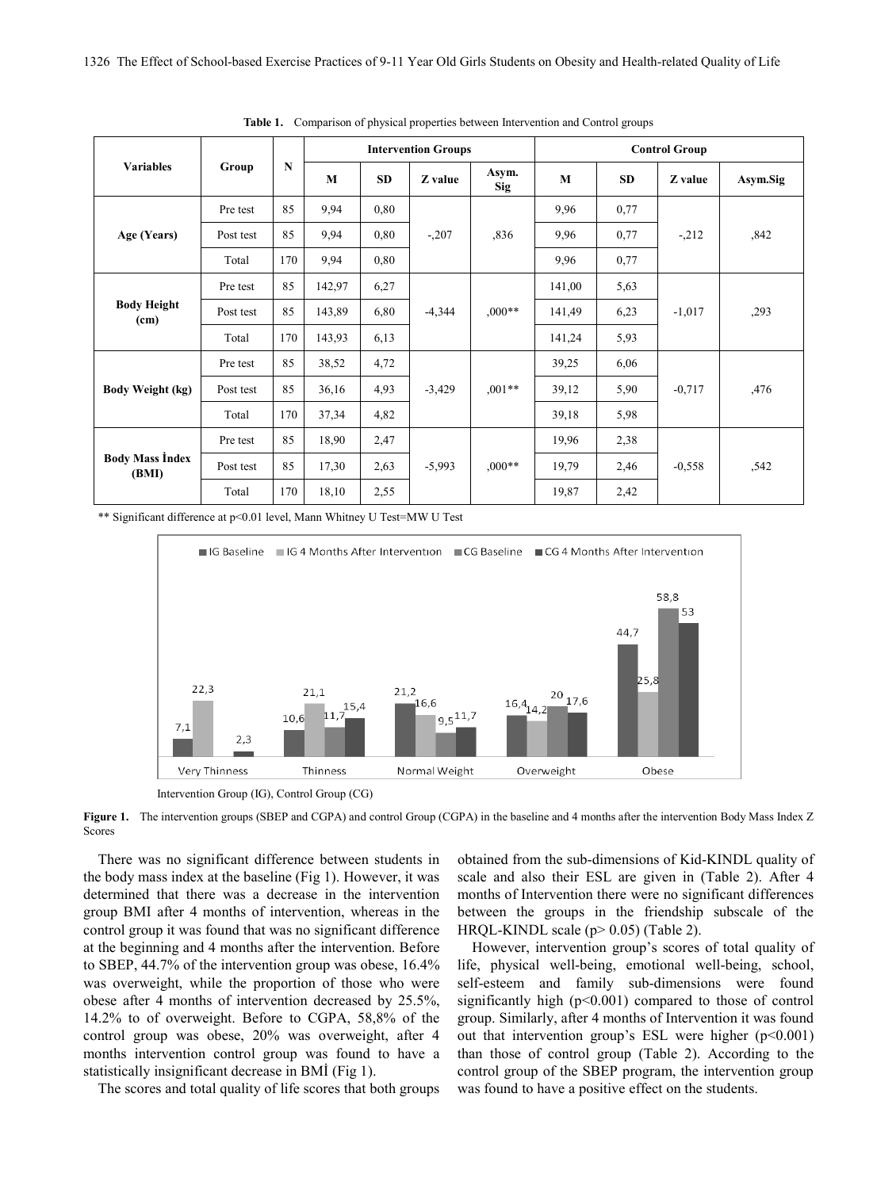**Table 1.** Comparison of physical properties between Intervention and Control groups

| Variables | Group | N | Intervention Groups | | | | Control Group | | | |
|---|---|---|---|---|---|---|---|---|---|---|
| | | | M | SD | Z value | Asym. Sig | M | SD | Z value | Asym.Sig |
| Age (Years) | Pre test | 85 | 9,94 | 0,80 | -,207 | ,836 | 9,96 | 0,77 | -,212 | ,842 |
| | Post test | 85 | 9,94 | 0,80 | | | 9,96 | 0,77 | | |
| | Total | 170 | 9,94 | 0,80 | | | 9,96 | 0,77 | | |
| Body Height (cm) | Pre test | 85 | 142,97 | 6,27 | -4,344 | ,000** | 141,00 | 5,63 | -1,017 | ,293 |
| | Post test | 85 | 143,89 | 6,80 | | | 141,49 | 6,23 | | |
| | Total | 170 | 143,93 | 6,13 | | | 141,24 | 5,93 | | |
| Body Weight (kg) | Pre test | 85 | 38,52 | 4,72 | -3,429 | ,001** | 39,25 | 6,06 | -0,717 | ,476 |
| | Post test | 85 | 36,16 | 4,93 | | | 39,12 | 5,90 | | |
| | Total | 170 | 37,34 | 4,82 | | | 39,18 | 5,98 | | |
| Body Mass İndex (BMI) | Pre test | 85 | 18,90 | 2,47 | -5,993 | ,000** | 19,96 | 2,38 | -0,558 | ,542 |
| | Post test | 85 | 17,30 | 2,63 | | | 19,79 | 2,46 | | |
| | Total | 170 | 18,10 | 2,55 | | | 19,87 | 2,42 | | |

** Significant difference at p<0.01 level, Mann Whitney U Test=MW U Test

Intervention Group (IG), Control Group (CG)

**Figure 1.** The intervention groups (SBEP and CGPA) and control Group (CGPA) in the baseline and 4 months after the intervention Body Mass Index Z Scores

There was no significant difference between students in the body mass index at the baseline (Fig 1). However, it was determined that there was a decrease in the intervention group BMI after 4 months of intervention, whereas in the control group it was found that was no significant difference at the beginning and 4 months after the intervention. Before to SBEP, 44.7% of the intervention group was obese, 16.4% was overweight, while the proportion of those who were obese after 4 months of intervention decreased by 25.5%, 14.2% to of overweight. Before to CGPA, 58,8% of the control group was obese, 20% was overweight, after 4 months intervention control group was found to have a statistically insignificant decrease in BMİ (Fig 1).

The scores and total quality of life scores that both groups obtained from the sub-dimensions of Kid-KINDL quality of scale and also their ESL are given in (Table 2). After 4 months of Intervention there were no significant differences between the groups in the friendship subscale of the HRQL-KINDL scale ($p > 0.05$) (Table 2).

However, intervention group's scores of total quality of life, physical well-being, emotional well-being, school, self-esteem and family sub-dimensions were found significantly high ($p<0.001$) compared to those of control group. Similarly, after 4 months of Intervention it was found out that intervention group's ESL were higher ($p<0.001$) than those of control group (Table 2). According to the control group of the SBEP program, the intervention group was found to have a positive effect on the students.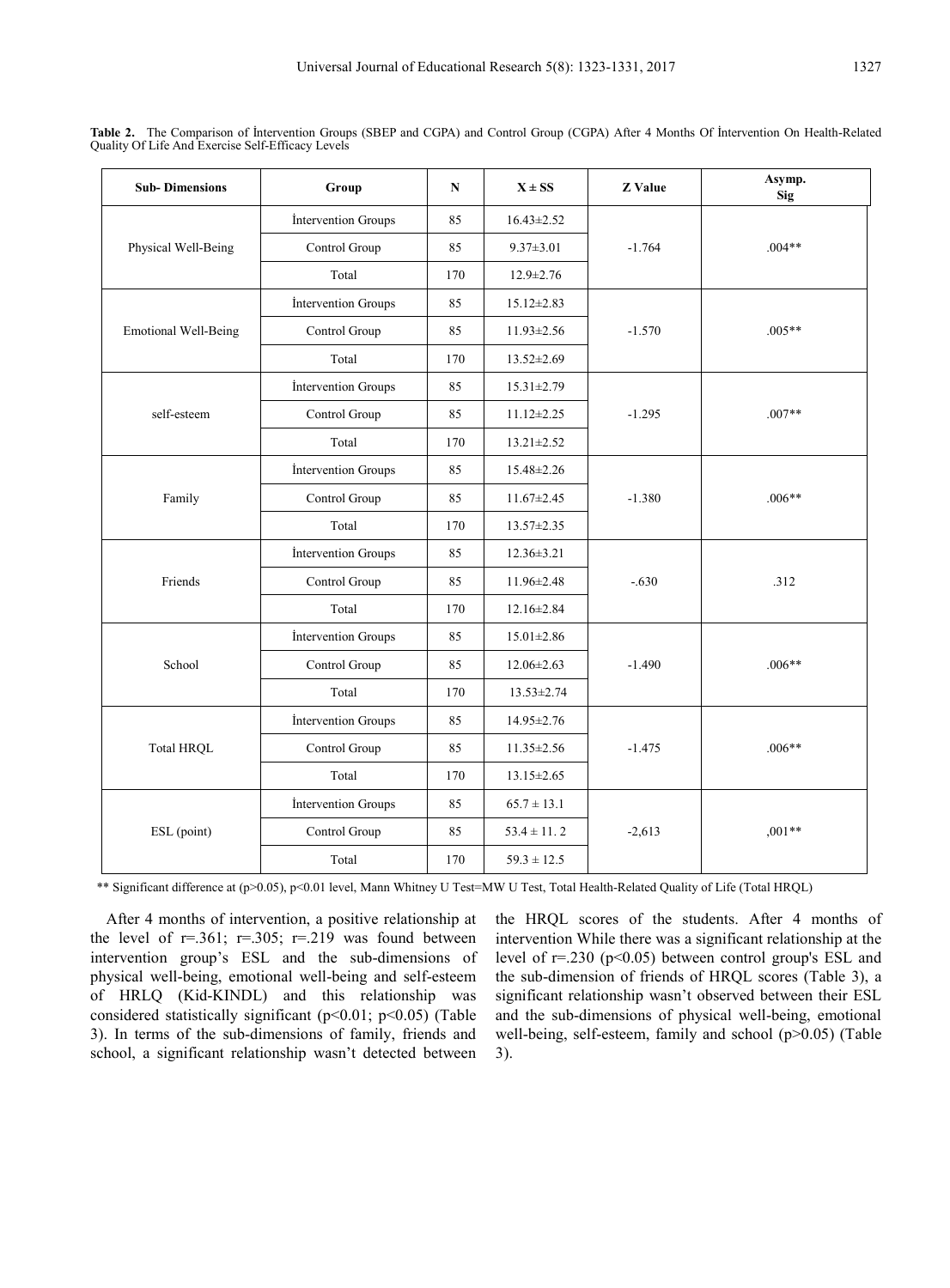**Table 2.** The Comparison of İntervention Groups (SBEP and CGPA) and Control Group (CGPA) After 4 Months Of İntervention On Health-Related Quality Of Life And Exercise Self-Efficacy Levels

| Sub- Dimensions | Group | N | X ± SS | Z Value | Asymp. Sig |
|---|---|---|---|---|---|
| Physical Well-Being | İntervention Groups | 85 | 16.43±2.52 | -1.764 | .004** |
| | Control Group | 85 | 9.37±3.01 | | |
| | Total | 170 | 12.9±2.76 | | |
| Emotional Well-Being | İntervention Groups | 85 | 15.12±2.83 | -1.570 | .005** |
| | Control Group | 85 | 11.93±2.56 | | |
| | Total | 170 | 13.52±2.69 | | |
| self-esteem | İntervention Groups | 85 | 15.31±2.79 | -1.295 | .007** |
| | Control Group | 85 | 11.12±2.25 | | |
| | Total | 170 | 13.21±2.52 | | |
| Family | İntervention Groups | 85 | 15.48±2.26 | -1.380 | .006** |
| | Control Group | 85 | 11.67±2.45 | | |
| | Total | 170 | 13.57±2.35 | | |
| Friends | İntervention Groups | 85 | 12.36±3.21 | -.630 | .312 |
| | Control Group | 85 | 11.96±2.48 | | |
| | Total | 170 | 12.16±2.84 | | |
| School | İntervention Groups | 85 | 15.01±2.86 | -1.490 | .006** |
| | Control Group | 85 | 12.06±2.63 | | |
| | Total | 170 | 13.53±2.74 | | |
| Total HRQL | İntervention Groups | 85 | 14.95±2.76 | -1.475 | .006** |
| | Control Group | 85 | 11.35±2.56 | | |
| | Total | 170 | 13.15±2.65 | | |
| ESL (point) | İntervention Groups | 85 | 65.7 ± 13.1 | -2,613 | ,001** |
| | Control Group | 85 | 53.4 ± 11. 2 | | |
| | Total | 170 | 59.3 ± 12.5 | | |

** Significant difference at (p>0.05), p<0.01 level, Mann Whitney U Test=MW U Test, Total Health-Related Quality of Life (Total HRQL)

After 4 months of intervention, a positive relationship at the level of r=.361; r=.305; r=.219 was found between intervention group's ESL and the sub-dimensions of physical well-being, emotional well-being and self-esteem of HRLQ (Kid-KINDL) and this relationship was considered statistically significant (p<0.01; p<0.05) (Table 3). In terms of the sub-dimensions of family, friends and school, a significant relationship wasn't detected between the HRQL scores of the students. After 4 months of intervention While there was a significant relationship at the level of r=.230 (p<0.05) between control group's ESL and the sub-dimension of friends of HRQL scores (Table 3), a significant relationship wasn't observed between their ESL and the sub-dimensions of physical well-being, emotional well-being, self-esteem, family and school (p>0.05) (Table 3).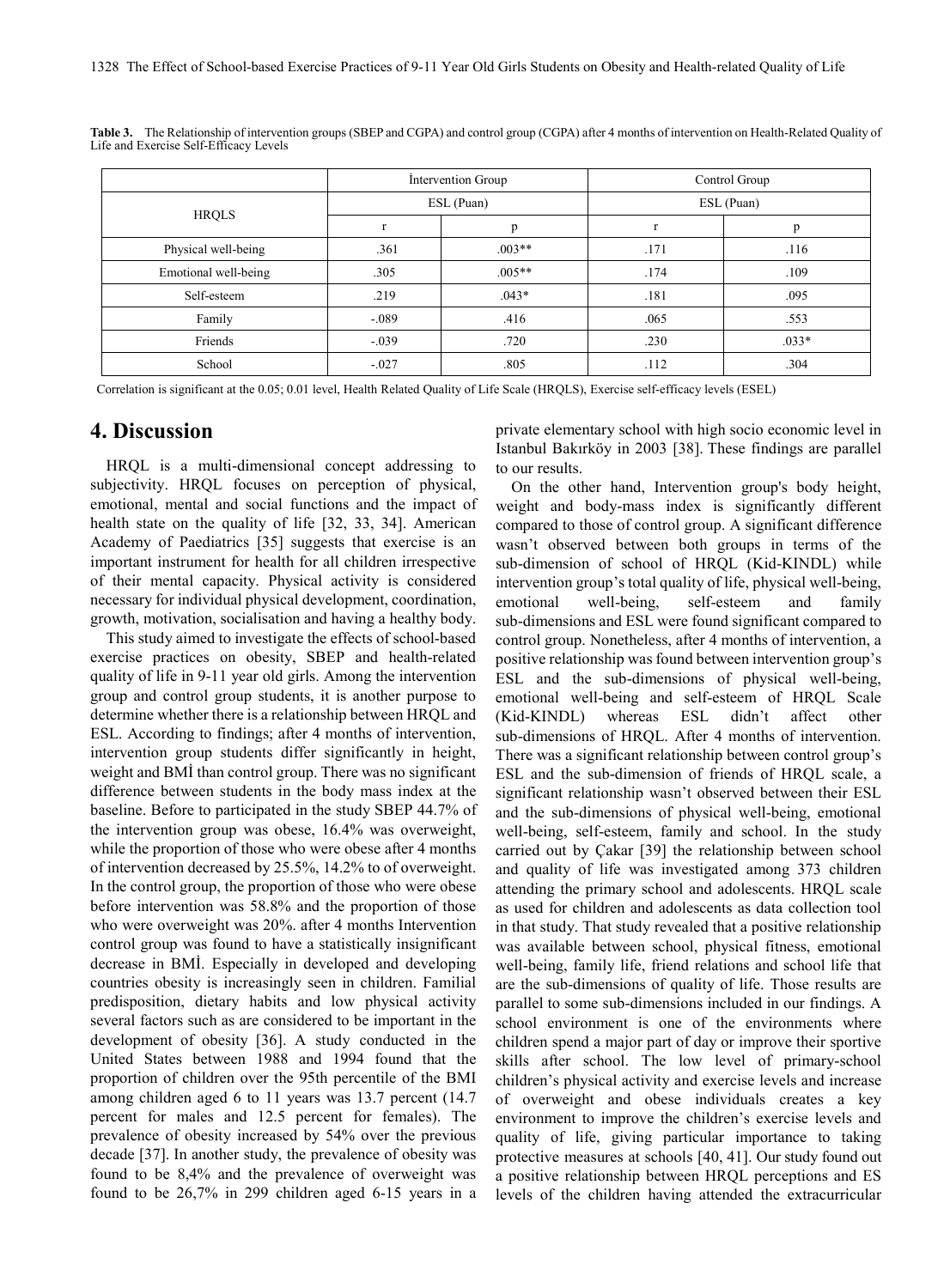**Table 3.** The Relationship of intervention groups (SBEP and CGPA) and control group (CGPA) after 4 months of intervention on Health-Related Quality of Life and Exercise Self-Efficacy Levels

| HRQLS | İntervention Group | | Control Group | |
|---|---|---|---|---|
| | ESL (Puan) | | ESL (Puan) | |
| | r | p | r | p |
| Physical well-being | .361 | .003** | .171 | .116 |
| Emotional well-being | .305 | .005** | .174 | .109 |
| Self-esteem | .219 | .043* | .181 | .095 |
| Family | -.089 | .416 | .065 | .553 |
| Friends | -.039 | .720 | .230 | .033* |
| School | -.027 | .805 | .112 | .304 |

Correlation is significant at the 0.05; 0.01 level, Health Related Quality of Life Scale (HRQLS), Exercise self-efficacy levels (ESEL)

## 4. Discussion

HRQL is a multi-dimensional concept addressing to subjectivity. HRQL focuses on perception of physical, emotional, mental and social functions and the impact of health state on the quality of life [32, 33, 34]. American Academy of Paediatrics [35] suggests that exercise is an important instrument for health for all children irrespective of their mental capacity. Physical activity is considered necessary for individual physical development, coordination, growth, motivation, socialisation and having a healthy body.

This study aimed to investigate the effects of school-based exercise practices on obesity, SBEP and health-related quality of life in 9-11 year old girls. Among the intervention group and control group students, it is another purpose to determine whether there is a relationship between HRQL and ESL. According to findings; after 4 months of intervention, intervention group students differ significantly in height, weight and BMİ than control group. There was no significant difference between students in the body mass index at the baseline. Before to participated in the study SBEP 44.7% of the intervention group was obese, 16.4% was overweight, while the proportion of those who were obese after 4 months of intervention decreased by 25.5%, 14.2% to of overweight. In the control group, the proportion of those who were obese before intervention was 58.8% and the proportion of those who were overweight was 20%. after 4 months Intervention control group was found to have a statistically insignificant decrease in BMİ. Especially in developed and developing countries obesity is increasingly seen in children. Familial predisposition, dietary habits and low physical activity several factors such as are considered to be important in the development of obesity [36]. A study conducted in the United States between 1988 and 1994 found that the proportion of children over the 95th percentile of the BMI among children aged 6 to 11 years was 13.7 percent (14.7 percent for males and 12.5 percent for females). The prevalence of obesity increased by 54% over the previous decade [37]. In another study, the prevalence of obesity was found to be 8,4% and the prevalence of overweight was found to be 26,7% in 299 children aged 6-15 years in a private elementary school with high socio economic level in Istanbul Bakırköy in 2003 [38]. These findings are parallel to our results.

On the other hand, Intervention group's body height, weight and body-mass index is significantly different compared to those of control group. A significant difference wasn't observed between both groups in terms of the sub-dimension of school of HRQL (Kid-KINDL) while intervention group's total quality of life, physical well-being, emotional well-being, self-esteem and family sub-dimensions and ESL were found significant compared to control group. Nonetheless, after 4 months of intervention, a positive relationship was found between intervention group's ESL and the sub-dimensions of physical well-being, emotional well-being and self-esteem of HRQL Scale (Kid-KINDL) whereas ESL didn't affect other sub-dimensions of HRQL. After 4 months of intervention. There was a significant relationship between control group's ESL and the sub-dimension of friends of HRQL scale, a significant relationship wasn't observed between their ESL and the sub-dimensions of physical well-being, emotional well-being, self-esteem, family and school. In the study carried out by Çakar [39] the relationship between school and quality of life was investigated among 373 children attending the primary school and adolescents. HRQL scale as used for children and adolescents as data collection tool in that study. That study revealed that a positive relationship was available between school, physical fitness, emotional well-being, family life, friend relations and school life that are the sub-dimensions of quality of life. Those results are parallel to some sub-dimensions included in our findings. A school environment is one of the environments where children spend a major part of day or improve their sportive skills after school. The low level of primary-school children's physical activity and exercise levels and increase of overweight and obese individuals creates a key environment to improve the children's exercise levels and quality of life, giving particular importance to taking protective measures at schools [40, 41]. Our study found out a positive relationship between HRQL perceptions and ES levels of the children having attended the extracurricular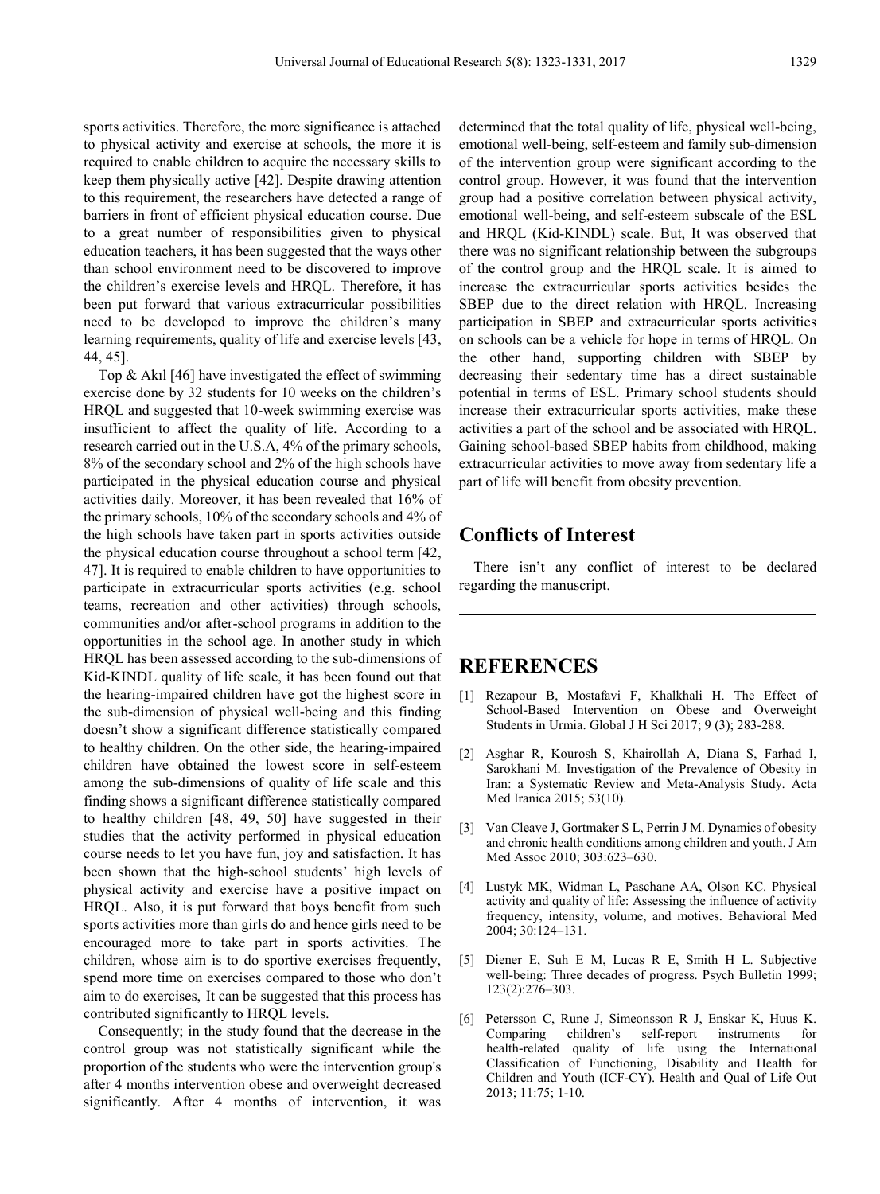sports activities. Therefore, the more significance is attached to physical activity and exercise at schools, the more it is required to enable children to acquire the necessary skills to keep them physically active [42]. Despite drawing attention to this requirement, the researchers have detected a range of barriers in front of efficient physical education course. Due to a great number of responsibilities given to physical education teachers, it has been suggested that the ways other than school environment need to be discovered to improve the children's exercise levels and HRQL. Therefore, it has been put forward that various extracurricular possibilities need to be developed to improve the children's many learning requirements, quality of life and exercise levels [43, 44, 45].

Top & Akıl [46] have investigated the effect of swimming exercise done by 32 students for 10 weeks on the children's HRQL and suggested that 10-week swimming exercise was insufficient to affect the quality of life. According to a research carried out in the U.S.A, 4% of the primary schools, 8% of the secondary school and 2% of the high schools have participated in the physical education course and physical activities daily. Moreover, it has been revealed that 16% of the primary schools, 10% of the secondary schools and 4% of the high schools have taken part in sports activities outside the physical education course throughout a school term [42, 47]. It is required to enable children to have opportunities to participate in extracurricular sports activities (e.g. school teams, recreation and other activities) through schools, communities and/or after-school programs in addition to the opportunities in the school age. In another study in which HRQL has been assessed according to the sub-dimensions of Kid-KINDL quality of life scale, it has been found out that the hearing-impaired children have got the highest score in the sub-dimension of physical well-being and this finding doesn't show a significant difference statistically compared to healthy children. On the other side, the hearing-impaired children have obtained the lowest score in self-esteem among the sub-dimensions of quality of life scale and this finding shows a significant difference statistically compared to healthy children [48, 49, 50] have suggested in their studies that the activity performed in physical education course needs to let you have fun, joy and satisfaction. It has been shown that the high-school students' high levels of physical activity and exercise have a positive impact on HRQL. Also, it is put forward that boys benefit from such sports activities more than girls do and hence girls need to be encouraged more to take part in sports activities. The children, whose aim is to do sportive exercises frequently, spend more time on exercises compared to those who don't aim to do exercises, It can be suggested that this process has contributed significantly to HRQL levels.

Consequently; in the study found that the decrease in the control group was not statistically significant while the proportion of the students who were the intervention group's after 4 months intervention obese and overweight decreased significantly. After 4 months of intervention, it was determined that the total quality of life, physical well-being, emotional well-being, self-esteem and family sub-dimension of the intervention group were significant according to the control group. However, it was found that the intervention group had a positive correlation between physical activity, emotional well-being, and self-esteem subscale of the ESL and HRQL (Kid-KINDL) scale. But, It was observed that there was no significant relationship between the subgroups of the control group and the HRQL scale. It is aimed to increase the extracurricular sports activities besides the SBEP due to the direct relation with HRQL. Increasing participation in SBEP and extracurricular sports activities on schools can be a vehicle for hope in terms of HRQL. On the other hand, supporting children with SBEP by decreasing their sedentary time has a direct sustainable potential in terms of ESL. Primary school students should increase their extracurricular sports activities, make these activities a part of the school and be associated with HRQL. Gaining school-based SBEP habits from childhood, making extracurricular activities to move away from sedentary life a part of life will benefit from obesity prevention.

# Conflicts of Interest

There isn't any conflict of interest to be declared regarding the manuscript.

# REFERENCES

[1] Rezapour B, Mostafavi F, Khalkhali H. The Effect of School-Based Intervention on Obese and Overweight Students in Urmia. Global J H Sci 2017; 9 (3); 283-288.

[2] Asghar R, Kourosh S, Khairollah A, Diana S, Farhad I, Sarokhani M. Investigation of the Prevalence of Obesity in Iran: a Systematic Review and Meta-Analysis Study. Acta Med Iranica 2015; 53(10).

[3] Van Cleave J, Gortmaker S L, Perrin J M. Dynamics of obesity and chronic health conditions among children and youth. J Am Med Assoc 2010; 303:623–630.

[4] Lustyk MK, Widman L, Paschane AA, Olson KC. Physical activity and quality of life: Assessing the influence of activity frequency, intensity, volume, and motives. Behavioral Med 2004; 30:124–131.

[5] Diener E, Suh E M, Lucas R E, Smith H L. Subjective well-being: Three decades of progress. Psych Bulletin 1999; 123(2):276–303.

[6] Petersson C, Rune J, Simeonsson R J, Enskar K, Huus K. Comparing children's self-report instruments for health-related quality of life using the International Classification of Functioning, Disability and Health for Children and Youth (ICF-CY). Health and Qual of Life Out 2013; 11:75; 1-10.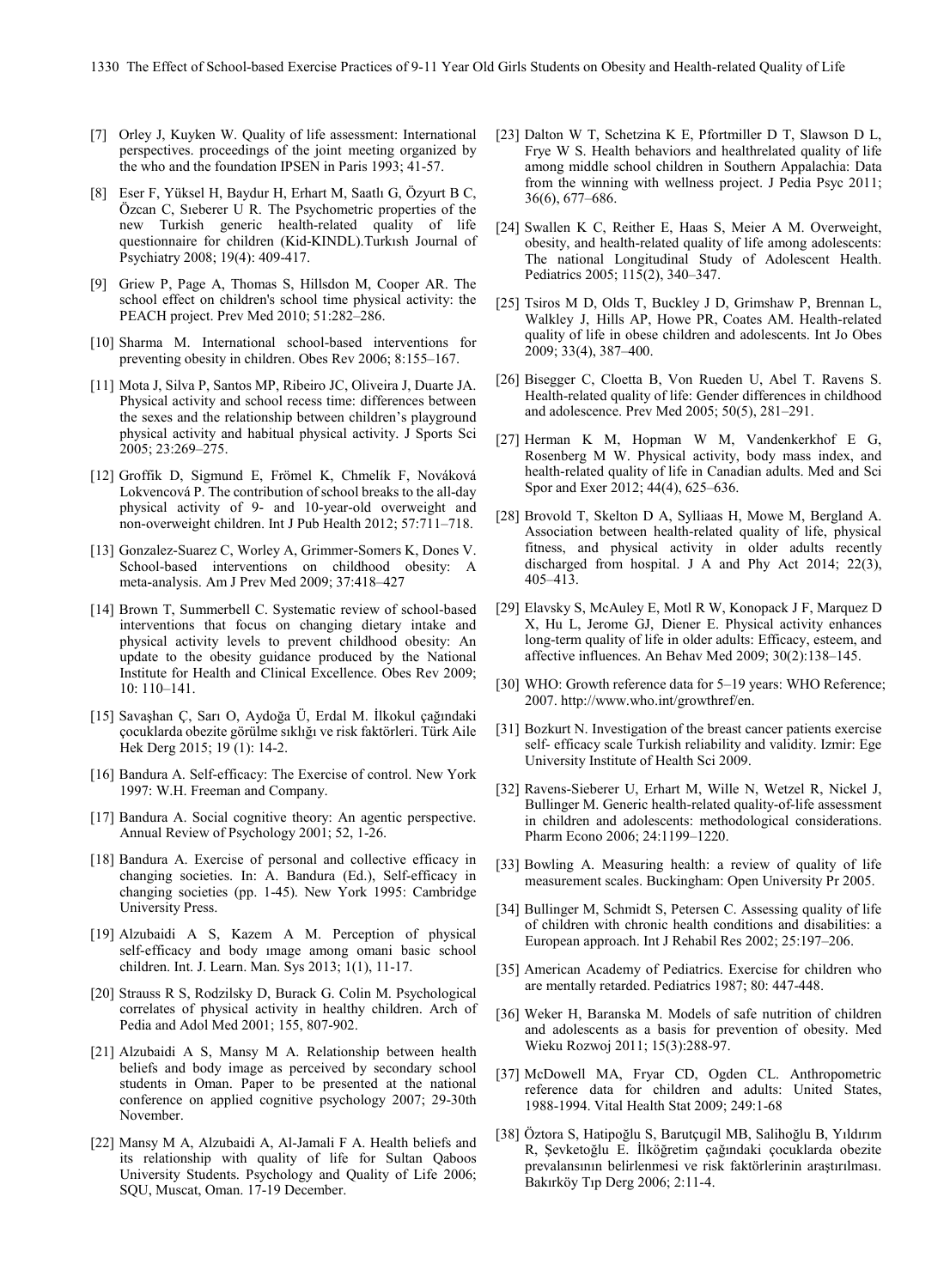[7] Orley J, Kuyken W. Quality of life assessment: International perspectives. proceedings of the joint meeting organized by the who and the foundation IPSEN in Paris 1993; 41-57.

[8] Eser F, Yüksel H, Baydur H, Erhart M, Saatlı G, Özyurt B C, Özcan C, Sıeberer U R. The Psychometric properties of the new Turkish generic health-related quality of life questionnaire for children (Kid-KINDL).Turkısh Journal of Psychiatry 2008; 19(4): 409-417.

[9] Griew P, Page A, Thomas S, Hillsdon M, Cooper AR. The school effect on children's school time physical activity: the PEACH project. Prev Med 2010; 51:282–286.

[10] Sharma M. International school-based interventions for preventing obesity in children. Obes Rev 2006; 8:155–167.

[11] Mota J, Silva P, Santos MP, Ribeiro JC, Oliveira J, Duarte JA. Physical activity and school recess time: differences between the sexes and the relationship between children's playground physical activity and habitual physical activity. J Sports Sci 2005; 23:269–275.

[12] Groffik D, Sigmund E, Frömel K, Chmelík F, Nováková Lokvencová P. The contribution of school breaks to the all-day physical activity of 9- and 10-year-old overweight and non-overweight children. Int J Pub Health 2012; 57:711–718.

[13] Gonzalez-Suarez C, Worley A, Grimmer-Somers K, Dones V. School-based interventions on childhood obesity: A meta-analysis. Am J Prev Med 2009; 37:418–427

[14] Brown T, Summerbell C. Systematic review of school-based interventions that focus on changing dietary intake and physical activity levels to prevent childhood obesity: An update to the obesity guidance produced by the National Institute for Health and Clinical Excellence. Obes Rev 2009; 10: 110–141.

[15] Savaşhan Ç, Sarı O, Aydoğa Ü, Erdal M. İlkokul çağındaki çocuklarda obezite görülme sıklığı ve risk faktörleri. Türk Aile Hek Derg 2015; 19 (1): 14-2.

[16] Bandura A. Self-efficacy: The Exercise of control. New York 1997: W.H. Freeman and Company.

[17] Bandura A. Social cognitive theory: An agentic perspective. Annual Review of Psychology 2001; 52, 1-26.

[18] Bandura A. Exercise of personal and collective efficacy in changing societies. In: A. Bandura (Ed.), Self-efficacy in changing societies (pp. 1-45). New York 1995: Cambridge University Press.

[19] Alzubaidi A S, Kazem A M. Perception of physical self-efficacy and body ımage among omani basic school children. Int. J. Learn. Man. Sys 2013; 1(1), 11-17.

[20] Strauss R S, Rodzilsky D, Burack G. Colin M. Psychological correlates of physical activity in healthy children. Arch of Pedia and Adol Med 2001; 155, 807-902.

[21] Alzubaidi A S, Mansy M A. Relationship between health beliefs and body image as perceived by secondary school students in Oman. Paper to be presented at the national conference on applied cognitive psychology 2007; 29-30th November.

[22] Mansy M A, Alzubaidi A, Al-Jamali F A. Health beliefs and its relationship with quality of life for Sultan Qaboos University Students. Psychology and Quality of Life 2006; SQU, Muscat, Oman. 17-19 December.

[23] Dalton W T, Schetzina K E, Pfortmiller D T, Slawson D L, Frye W S. Health behaviors and healthrelated quality of life among middle school children in Southern Appalachia: Data from the winning with wellness project. J Pedia Psyc 2011; 36(6), 677–686.

[24] Swallen K C, Reither E, Haas S, Meier A M. Overweight, obesity, and health-related quality of life among adolescents: The national Longitudinal Study of Adolescent Health. Pediatrics 2005; 115(2), 340–347.

[25] Tsiros M D, Olds T, Buckley J D, Grimshaw P, Brennan L, Walkley J, Hills AP, Howe PR, Coates AM. Health-related quality of life in obese children and adolescents. Int Jo Obes 2009; 33(4), 387–400.

[26] Bisegger C, Cloetta B, Von Rueden U, Abel T. Ravens S. Health-related quality of life: Gender differences in childhood and adolescence. Prev Med 2005; 50(5), 281–291.

[27] Herman K M, Hopman W M, Vandenkerkhof E G, Rosenberg M W. Physical activity, body mass index, and health-related quality of life in Canadian adults. Med and Sci Spor and Exer 2012; 44(4), 625–636.

[28] Brovold T, Skelton D A, Sylliaas H, Mowe M, Bergland A. Association between health-related quality of life, physical fitness, and physical activity in older adults recently discharged from hospital. J A and Phy Act 2014; 22(3), 405–413.

[29] Elavsky S, McAuley E, Motl R W, Konopack J F, Marquez D X, Hu L, Jerome GJ, Diener E. Physical activity enhances long-term quality of life in older adults: Efficacy, esteem, and affective influences. An Behav Med 2009; 30(2):138–145.

[30] WHO: Growth reference data for 5–19 years: WHO Reference; 2007. http://www.who.int/growthref/en.

[31] Bozkurt N. Investigation of the breast cancer patients exercise self- efficacy scale Turkish reliability and validity. Izmir: Ege University Institute of Health Sci 2009.

[32] Ravens-Sieberer U, Erhart M, Wille N, Wetzel R, Nickel J, Bullinger M. Generic health-related quality-of-life assessment in children and adolescents: methodological considerations. Pharm Econo 2006; 24:1199–1220.

[33] Bowling A. Measuring health: a review of quality of life measurement scales. Buckingham: Open University Pr 2005.

[34] Bullinger M, Schmidt S, Petersen C. Assessing quality of life of children with chronic health conditions and disabilities: a European approach. Int J Rehabil Res 2002; 25:197–206.

[35] American Academy of Pediatrics. Exercise for children who are mentally retarded. Pediatrics 1987; 80: 447-448.

[36] Weker H, Baranska M. Models of safe nutrition of children and adolescents as a basis for prevention of obesity. Med Wieku Rozwoj 2011; 15(3):288-97.

[37] McDowell MA, Fryar CD, Ogden CL. Anthropometric reference data for children and adults: United States, 1988-1994. Vital Health Stat 2009; 249:1-68

[38] Öztora S, Hatipoğlu S, Barutçugil MB, Salihoğlu B, Yıldırım R, Şevketoğlu E. İlköğretim çağındaki çocuklarda obezite prevalansının belirlenmesi ve risk faktörlerinin araştırılması. Bakırköy Tıp Derg 2006; 2:11-4.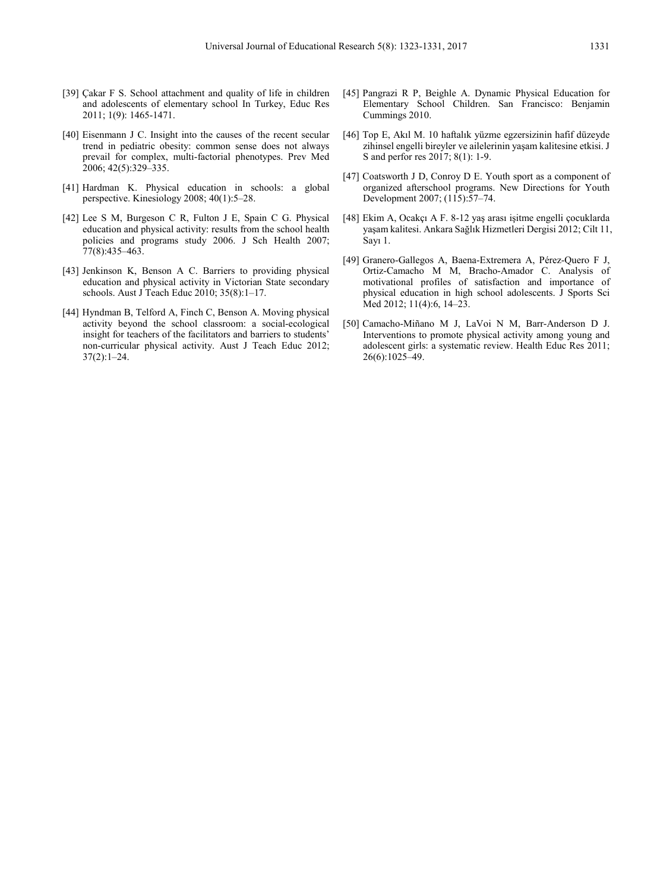[39] Çakar F S. School attachment and quality of life in children and adolescents of elementary school In Turkey, Educ Res 2011; 1(9): 1465-1471.

[40] Eisenmann J C. Insight into the causes of the recent secular trend in pediatric obesity: common sense does not always prevail for complex, multi-factorial phenotypes. Prev Med 2006; 42(5):329–335.

[41] Hardman K. Physical education in schools: a global perspective. Kinesiology 2008; 40(1):5–28.

[42] Lee S M, Burgeson C R, Fulton J E, Spain C G. Physical education and physical activity: results from the school health policies and programs study 2006. J Sch Health 2007; 77(8):435–463.

[43] Jenkinson K, Benson A C. Barriers to providing physical education and physical activity in Victorian State secondary schools. Aust J Teach Educ 2010; 35(8):1–17.

[44] Hyndman B, Telford A, Finch C, Benson A. Moving physical activity beyond the school classroom: a social-ecological insight for teachers of the facilitators and barriers to students' non-curricular physical activity. Aust J Teach Educ 2012; 37(2):1–24.

[45] Pangrazi R P, Beighle A. Dynamic Physical Education for Elementary School Children. San Francisco: Benjamin Cummings 2010.

[46] Top E, Akıl M. 10 haftalık yüzme egzersizinin hafif düzeyde zihinsel engelli bireyler ve ailelerinin yaşam kalitesine etkisi. J S and perfor res 2017; 8(1): 1-9.

[47] Coatsworth J D, Conroy D E. Youth sport as a component of organized afterschool programs. New Directions for Youth Development 2007; (115):57–74.

[48] Ekim A, Ocakçı A F. 8-12 yaş arası işitme engelli çocuklarda yaşam kalitesi. Ankara Sağlık Hizmetleri Dergisi 2012; Cilt 11, Sayı 1.

[49] Granero-Gallegos A, Baena-Extremera A, Pérez-Quero F J, Ortiz-Camacho M M, Bracho-Amador C. Analysis of motivational profiles of satisfaction and importance of physical education in high school adolescents. J Sports Sci Med 2012; 11(4):6, 14–23.

[50] Camacho-Miñano M J, LaVoi N M, Barr-Anderson D J. Interventions to promote physical activity among young and adolescent girls: a systematic review. Health Educ Res 2011; 26(6):1025–49.